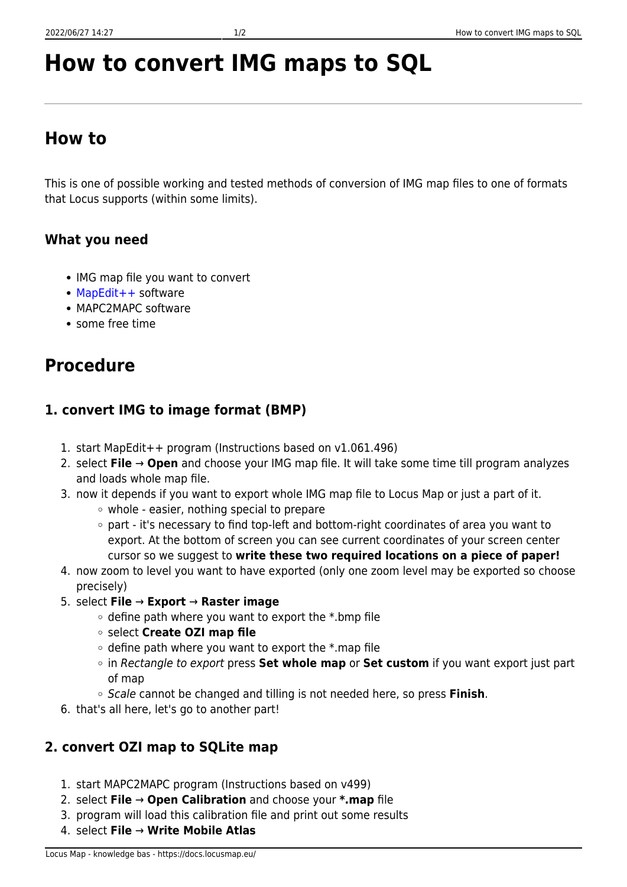# How to convert IMG maps to SQL

## How to

This is one of possible working and tested methods of conversion of IMG map files to one of formats that Locus supports (within some limits).

### What you need

- IMG map file you want to convert
- MapEdit++ software
- MAPC2MAPC software
- some free time

## Procedure

### 1. convert IMG to image format (BMP)

1. start MapEdit++ program (Instructions based on v1.061.496)
2. select **File → Open** and choose your IMG map file. It will take some time till program analyzes and loads whole map file.
3. now it depends if you want to export whole IMG map file to Locus Map or just a part of it.
   - whole - easier, nothing special to prepare
   - part - it's necessary to find top-left and bottom-right coordinates of area you want to export. At the bottom of screen you can see current coordinates of your screen center cursor so we suggest to **write these two required locations on a piece of paper!**
4. now zoom to level you want to have exported (only one zoom level may be exported so choose precisely)
5. select **File → Export → Raster image**
   - define path where you want to export the *.bmp file
   - select **Create OZI map file**
   - define path where you want to export the *.map file
   - in *Rectangle to export* press **Set whole map** or **Set custom** if you want export just part of map
   - *Scale* cannot be changed and tilling is not needed here, so press **Finish**.
6. that's all here, let's go to another part!

### 2. convert OZI map to SQLite map

1. start MAPC2MAPC program (Instructions based on v499)
2. select **File → Open Calibration** and choose your ***.map** file
3. program will load this calibration file and print out some results
4. select **File → Write Mobile Atlas**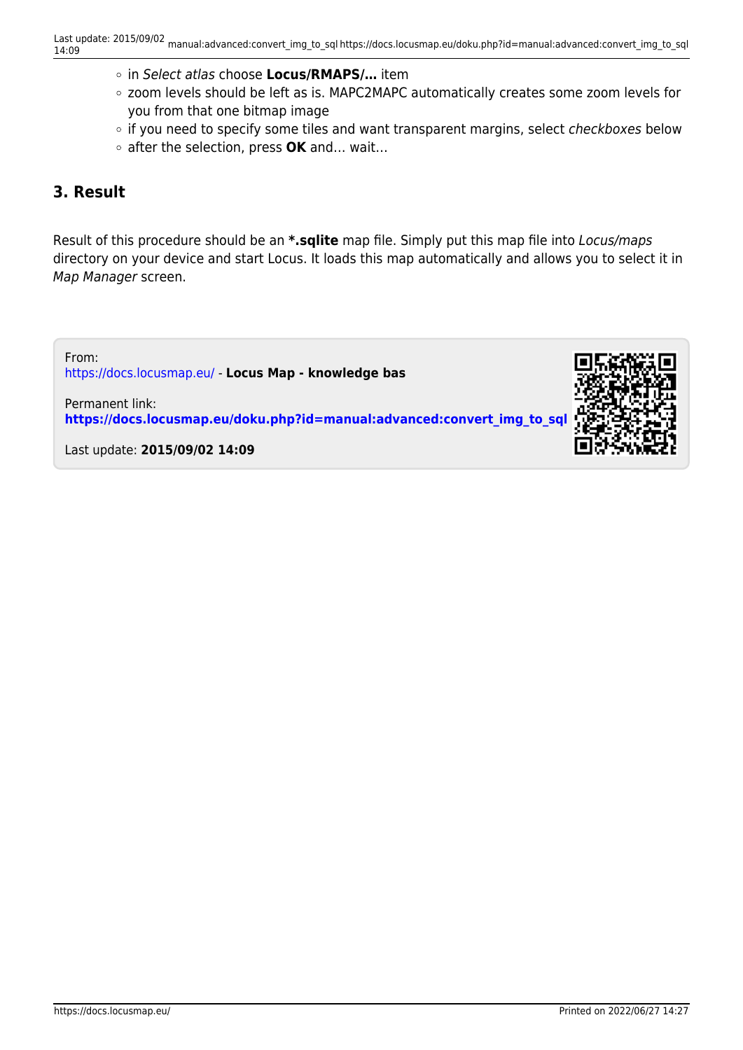- in *Select atlas* choose **Locus/RMAPS/…** item
- zoom levels should be left as is. MAPC2MAPC automatically creates some zoom levels for you from that one bitmap image
- if you need to specify some tiles and want transparent margins, select *checkboxes* below
- after the selection, press **OK** and… wait…

## 3. Result

Result of this procedure should be an ***.sqlite** map file. Simply put this map file into *Locus/maps* directory on your device and start Locus. It loads this map automatically and allows you to select it in *Map Manager* screen.

From:
https://docs.locusmap.eu/ - **Locus Map - knowledge bas**

Permanent link:
**https://docs.locusmap.eu/doku.php?id=manual:advanced:convert_img_to_sql**

Last update: **2015/09/02 14:09**